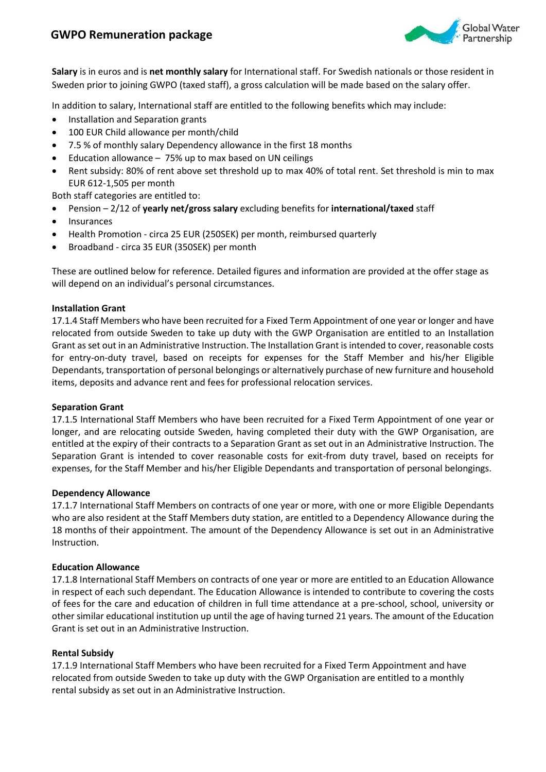# GWPO Remuneration package

**Salary** is in euros and is **net monthly salary** for International staff. For Swedish nationals or those resident in Sweden prior to joining GWPO (taxed staff), a gross calculation will be made based on the salary offer.

In addition to salary, International staff are entitled to the following benefits which may include:

- Installation and Separation grants
- 100 EUR Child allowance per month/child
- 7.5 % of monthly salary Dependency allowance in the first 18 months
- Education allowance – 75% up to max based on UN ceilings
- Rent subsidy: 80% of rent above set threshold up to max 40% of total rent. Set threshold is min to max EUR 612-1,505 per month

Both staff categories are entitled to:

- Pension – 2/12 of **yearly net/gross salary** excluding benefits for **international/taxed** staff
- Insurances
- Health Promotion - circa 25 EUR (250SEK) per month, reimbursed quarterly
- Broadband - circa 35 EUR (350SEK) per month

These are outlined below for reference. Detailed figures and information are provided at the offer stage as will depend on an individual's personal circumstances.

**Installation Grant**

17.1.4 Staff Members who have been recruited for a Fixed Term Appointment of one year or longer and have relocated from outside Sweden to take up duty with the GWP Organisation are entitled to an Installation Grant as set out in an Administrative Instruction. The Installation Grant is intended to cover, reasonable costs for entry-on-duty travel, based on receipts for expenses for the Staff Member and his/her Eligible Dependants, transportation of personal belongings or alternatively purchase of new furniture and household items, deposits and advance rent and fees for professional relocation services.

**Separation Grant**

17.1.5 International Staff Members who have been recruited for a Fixed Term Appointment of one year or longer, and are relocating outside Sweden, having completed their duty with the GWP Organisation, are entitled at the expiry of their contracts to a Separation Grant as set out in an Administrative Instruction. The Separation Grant is intended to cover reasonable costs for exit-from duty travel, based on receipts for expenses, for the Staff Member and his/her Eligible Dependants and transportation of personal belongings.

**Dependency Allowance**

17.1.7 International Staff Members on contracts of one year or more, with one or more Eligible Dependants who are also resident at the Staff Members duty station, are entitled to a Dependency Allowance during the 18 months of their appointment. The amount of the Dependency Allowance is set out in an Administrative Instruction.

**Education Allowance**

17.1.8 International Staff Members on contracts of one year or more are entitled to an Education Allowance in respect of each such dependant. The Education Allowance is intended to contribute to covering the costs of fees for the care and education of children in full time attendance at a pre-school, school, university or other similar educational institution up until the age of having turned 21 years. The amount of the Education Grant is set out in an Administrative Instruction.

**Rental Subsidy**

17.1.9 International Staff Members who have been recruited for a Fixed Term Appointment and have relocated from outside Sweden to take up duty with the GWP Organisation are entitled to a monthly rental subsidy as set out in an Administrative Instruction.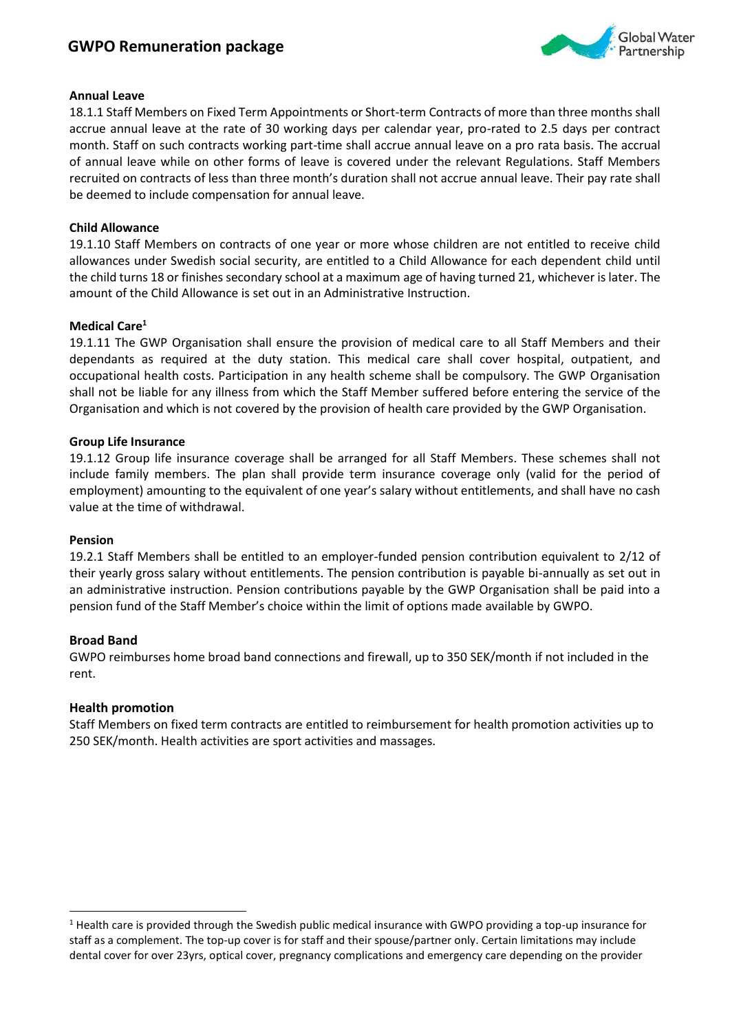# GWPO Remuneration package

**Annual Leave**

18.1.1 Staff Members on Fixed Term Appointments or Short-term Contracts of more than three months shall accrue annual leave at the rate of 30 working days per calendar year, pro-rated to 2.5 days per contract month. Staff on such contracts working part-time shall accrue annual leave on a pro rata basis. The accrual of annual leave while on other forms of leave is covered under the relevant Regulations. Staff Members recruited on contracts of less than three month's duration shall not accrue annual leave. Their pay rate shall be deemed to include compensation for annual leave.

**Child Allowance**

19.1.10 Staff Members on contracts of one year or more whose children are not entitled to receive child allowances under Swedish social security, are entitled to a Child Allowance for each dependent child until the child turns 18 or finishes secondary school at a maximum age of having turned 21, whichever is later. The amount of the Child Allowance is set out in an Administrative Instruction.

**Medical Care[1]**

19.1.11 The GWP Organisation shall ensure the provision of medical care to all Staff Members and their dependants as required at the duty station. This medical care shall cover hospital, outpatient, and occupational health costs. Participation in any health scheme shall be compulsory. The GWP Organisation shall not be liable for any illness from which the Staff Member suffered before entering the service of the Organisation and which is not covered by the provision of health care provided by the GWP Organisation.

**Group Life Insurance**

19.1.12 Group life insurance coverage shall be arranged for all Staff Members. These schemes shall not include family members. The plan shall provide term insurance coverage only (valid for the period of employment) amounting to the equivalent of one year's salary without entitlements, and shall have no cash value at the time of withdrawal.

**Pension**

19.2.1 Staff Members shall be entitled to an employer-funded pension contribution equivalent to 2/12 of their yearly gross salary without entitlements. The pension contribution is payable bi-annually as set out in an administrative instruction. Pension contributions payable by the GWP Organisation shall be paid into a pension fund of the Staff Member's choice within the limit of options made available by GWPO.

**Broad Band**

GWPO reimburses home broad band connections and firewall, up to 350 SEK/month if not included in the rent.

**Health promotion**

Staff Members on fixed term contracts are entitled to reimbursement for health promotion activities up to 250 SEK/month. Health activities are sport activities and massages.

[1] Health care is provided through the Swedish public medical insurance with GWPO providing a top-up insurance for staff as a complement. The top-up cover is for staff and their spouse/partner only. Certain limitations may include dental cover for over 23yrs, optical cover, pregnancy complications and emergency care depending on the provider